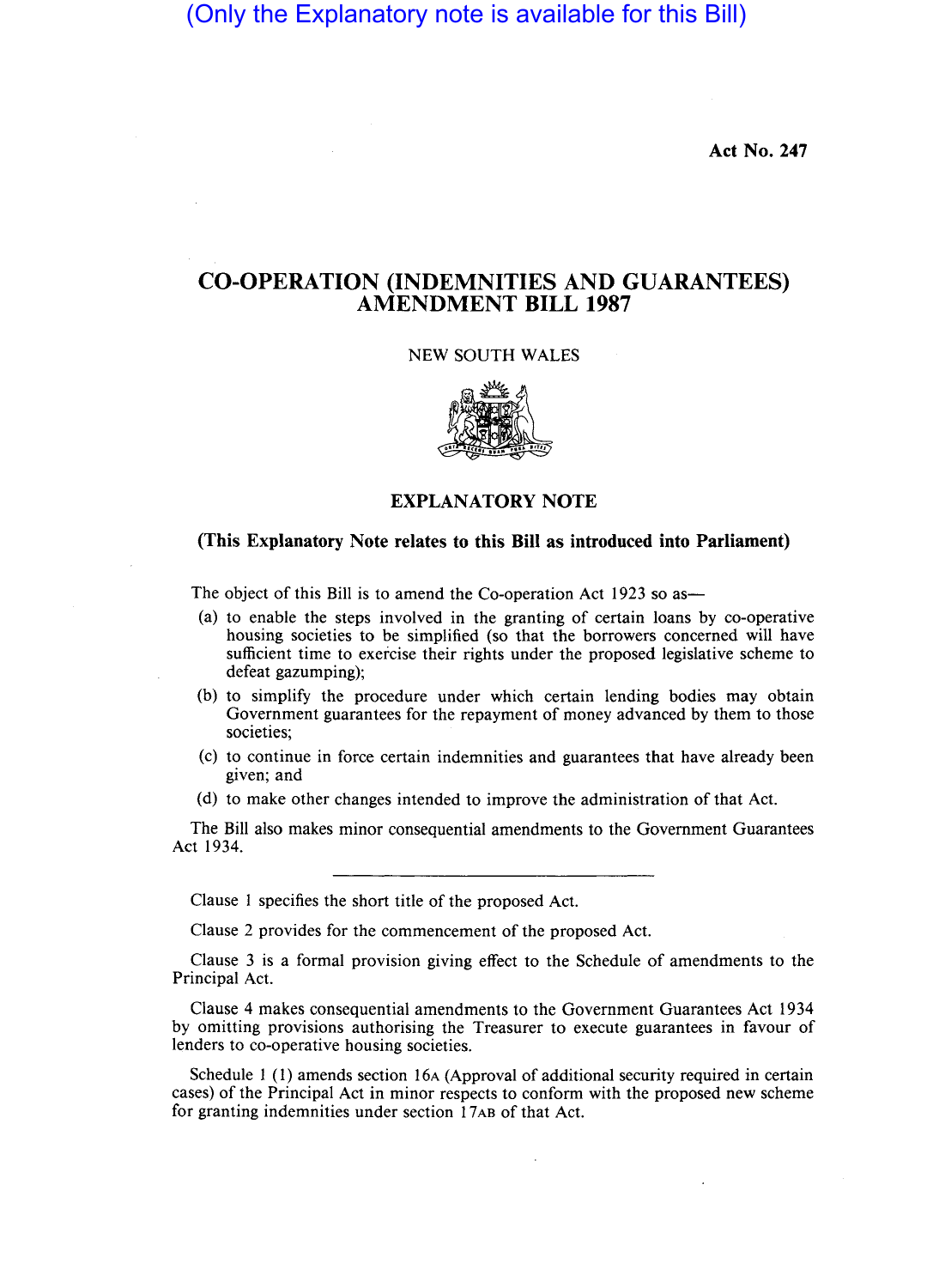(Only the Explanatory note is available for this Bill)

**Act No. 247**

# CO-OPERATION (INDEMNITIES AND GUARANTEES) AMENDMENT BILL 1987

NEW SOUTH WALES

## EXPLANATORY NOTE

**(This Explanatory Note relates to this Bill as introduced into Parliament)**

The object of this Bill is to amend the Co-operation Act 1923 so as—

(a) to enable the steps involved in the granting of certain loans by co-operative housing societies to be simplified (so that the borrowers concerned will have sufficient time to exercise their rights under the proposed legislative scheme to defeat gazumping);

(b) to simplify the procedure under which certain lending bodies may obtain Government guarantees for the repayment of money advanced by them to those societies;

(c) to continue in force certain indemnities and guarantees that have already been given; and

(d) to make other changes intended to improve the administration of that Act.

The Bill also makes minor consequential amendments to the Government Guarantees Act 1934.

---

Clause 1 specifies the short title of the proposed Act.

Clause 2 provides for the commencement of the proposed Act.

Clause 3 is a formal provision giving effect to the Schedule of amendments to the Principal Act.

Clause 4 makes consequential amendments to the Government Guarantees Act 1934 by omitting provisions authorising the Treasurer to execute guarantees in favour of lenders to co-operative housing societies.

Schedule 1 (1) amends section 16A (Approval of additional security required in certain cases) of the Principal Act in minor respects to conform with the proposed new scheme for granting indemnities under section 17AB of that Act.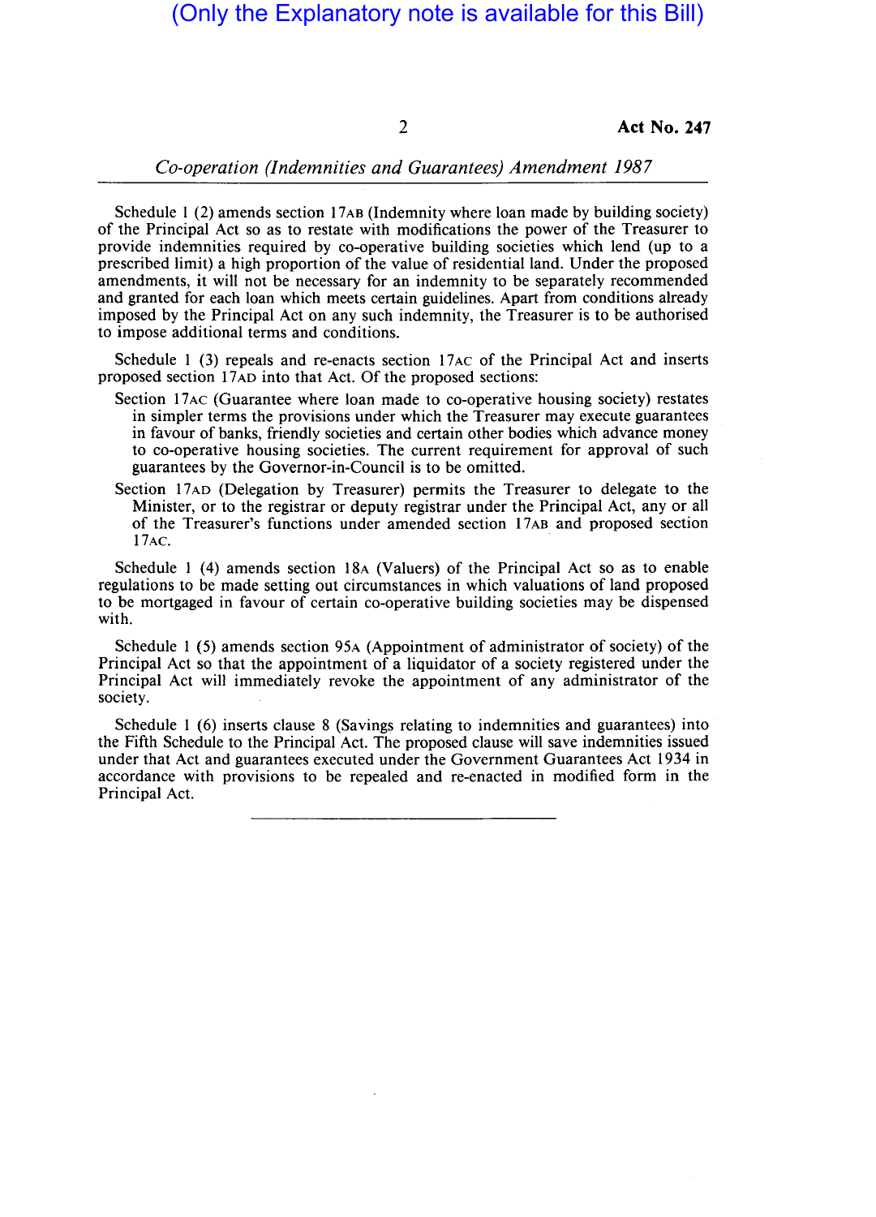(Only the Explanatory note is available for this Bill)

Schedule 1 (2) amends section 17AB (Indemnity where loan made by building society) of the Principal Act so as to restate with modifications the power of the Treasurer to provide indemnities required by co-operative building societies which lend (up to a prescribed limit) a high proportion of the value of residential land. Under the proposed amendments, it will not be necessary for an indemnity to be separately recommended and granted for each loan which meets certain guidelines. Apart from conditions already imposed by the Principal Act on any such indemnity, the Treasurer is to be authorised to impose additional terms and conditions.

Schedule 1 (3) repeals and re-enacts section 17AC of the Principal Act and inserts proposed section 17AD into that Act. Of the proposed sections:

- Section 17AC (Guarantee where loan made to co-operative housing society) restates in simpler terms the provisions under which the Treasurer may execute guarantees in favour of banks, friendly societies and certain other bodies which advance money to co-operative housing societies. The current requirement for approval of such guarantees by the Governor-in-Council is to be omitted.
- Section 17AD (Delegation by Treasurer) permits the Treasurer to delegate to the Minister, or to the registrar or deputy registrar under the Principal Act, any or all of the Treasurer's functions under amended section 17AB and proposed section 17AC.

Schedule 1 (4) amends section 18A (Valuers) of the Principal Act so as to enable regulations to be made setting out circumstances in which valuations of land proposed to be mortgaged in favour of certain co-operative building societies may be dispensed with.

Schedule 1 (5) amends section 95A (Appointment of administrator of society) of the Principal Act so that the appointment of a liquidator of a society registered under the Principal Act will immediately revoke the appointment of any administrator of the society.

Schedule 1 (6) inserts clause 8 (Savings relating to indemnities and guarantees) into the Fifth Schedule to the Principal Act. The proposed clause will save indemnities issued under that Act and guarantees executed under the Government Guarantees Act 1934 in accordance with provisions to be repealed and re-enacted in modified form in the Principal Act.